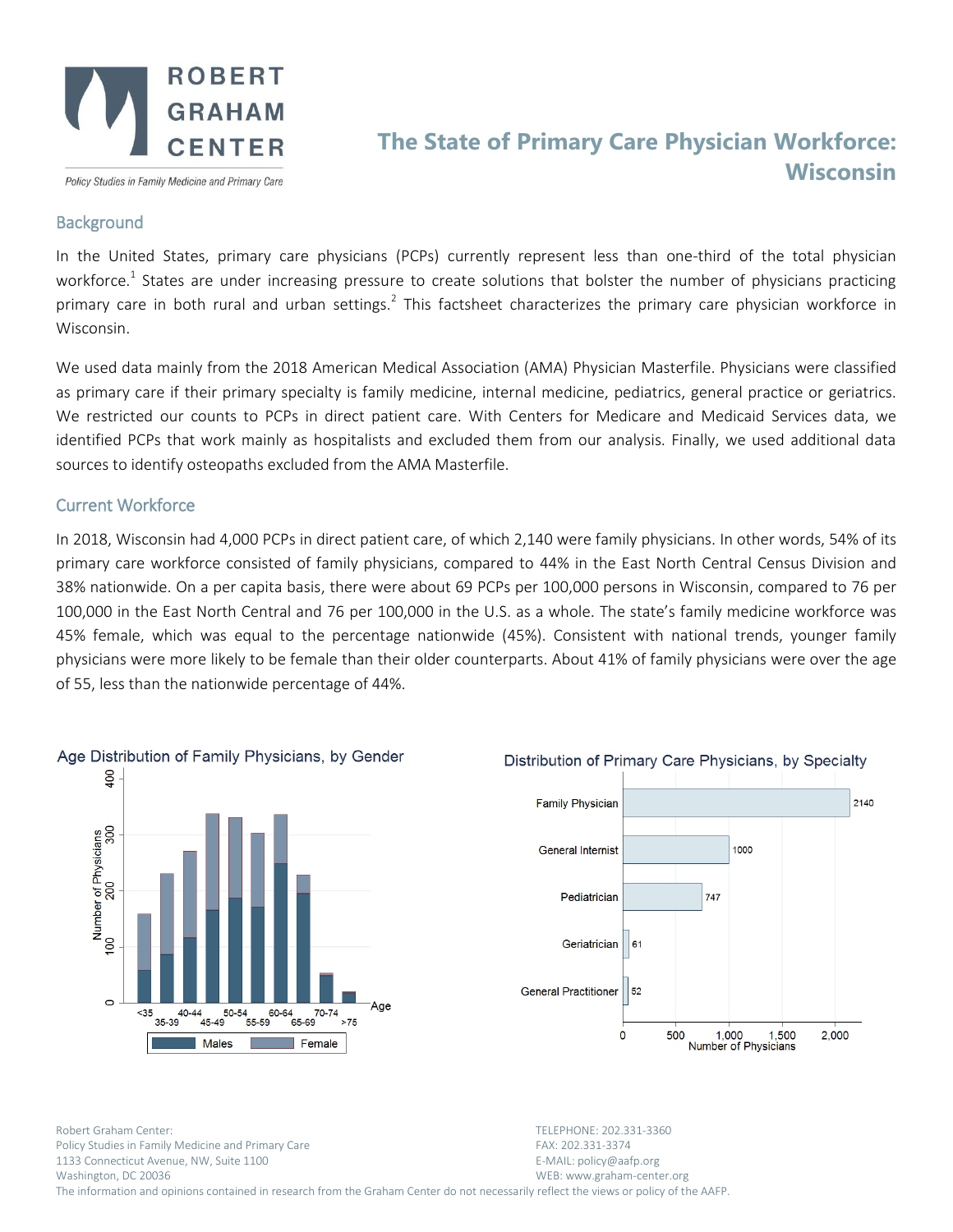# The State of Primary Care Physician Workforce: Wisconsin

ROBERT GRAHAM CENTER

*Policy Studies in Family Medicine and Primary Care*

## Background

In the United States, primary care physicians (PCPs) currently represent less than one-third of the total physician workforce.[1] States are under increasing pressure to create solutions that bolster the number of physicians practicing primary care in both rural and urban settings.[2] This factsheet characterizes the primary care physician workforce in Wisconsin.

We used data mainly from the 2018 American Medical Association (AMA) Physician Masterfile. Physicians were classified as primary care if their primary specialty is family medicine, internal medicine, pediatrics, general practice or geriatrics. We restricted our counts to PCPs in direct patient care. With Centers for Medicare and Medicaid Services data, we identified PCPs that work mainly as hospitalists and excluded them from our analysis. Finally, we used additional data sources to identify osteopaths excluded from the AMA Masterfile.

## Current Workforce

In 2018, Wisconsin had 4,000 PCPs in direct patient care, of which 2,140 were family physicians. In other words, 54% of its primary care workforce consisted of family physicians, compared to 44% in the East North Central Census Division and 38% nationwide. On a per capita basis, there were about 69 PCPs per 100,000 persons in Wisconsin, compared to 76 per 100,000 in the East North Central and 76 per 100,000 in the U.S. as a whole. The state's family medicine workforce was 45% female, which was equal to the percentage nationwide (45%). Consistent with national trends, younger family physicians were more likely to be female than their older counterparts. About 41% of family physicians were over the age of 55, less than the nationwide percentage of 44%.

**Age Distribution of Family Physicians, by Gender**

**Distribution of Primary Care Physicians, by Specialty**

| Specialty | Number of Physicians |
|---|---|
| Family Physician | 2140 |
| General Internist | 1000 |
| Pediatrician | 747 |
| Geriatrician | 61 |
| General Practitioner | 52 |

Robert Graham Center:
Policy Studies in Family Medicine and Primary Care
1133 Connecticut Avenue, NW, Suite 1100
Washington, DC 20036

TELEPHONE: 202.331-3360
FAX: 202.331-3374
E-MAIL: policy@aafp.org
WEB: www.graham-center.org

The information and opinions contained in research from the Graham Center do not necessarily reflect the views or policy of the AAFP.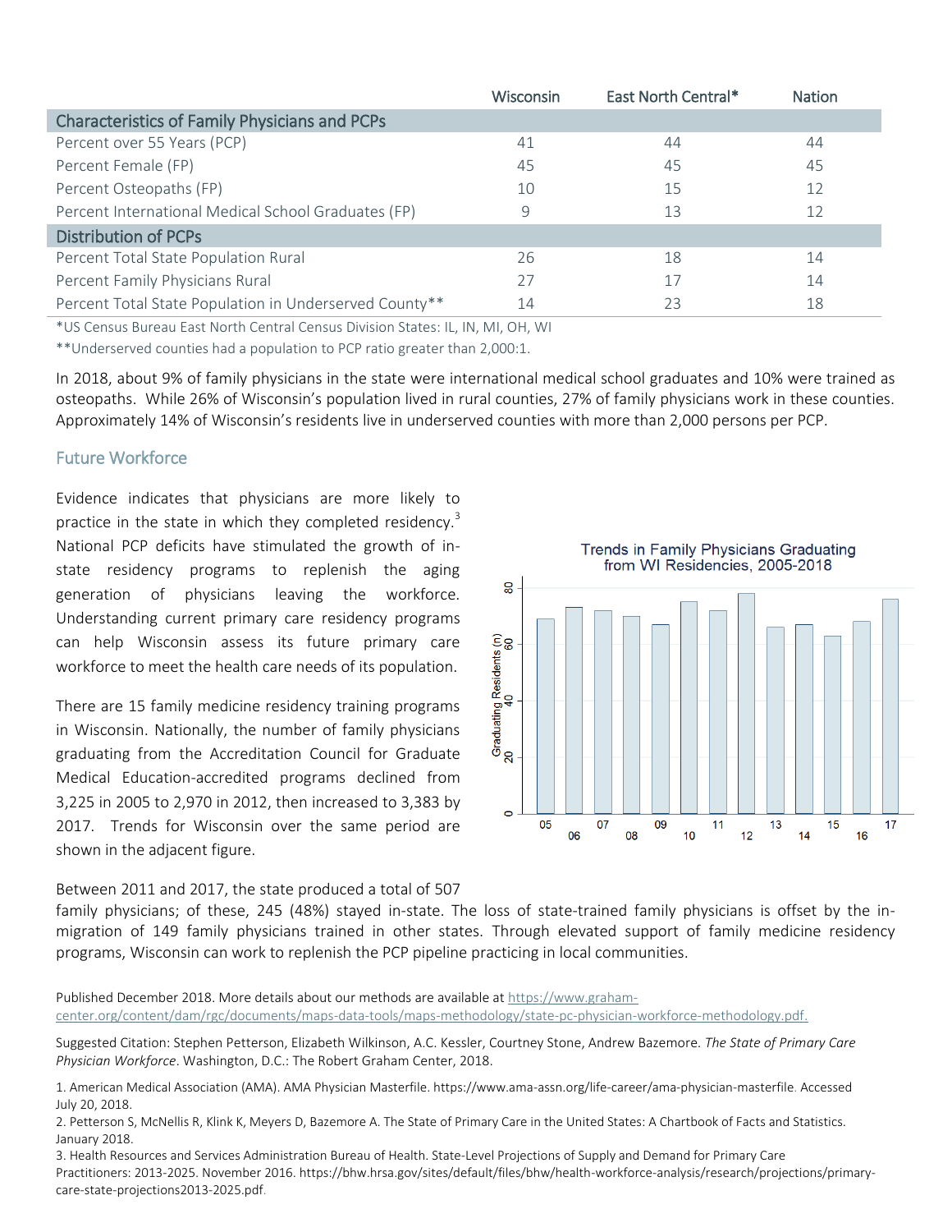| | Wisconsin | East North Central* | Nation |
|---|---|---|---|
| **Characteristics of Family Physicians and PCPs** | | | |
| Percent over 55 Years (PCP) | 41 | 44 | 44 |
| Percent Female (FP) | 45 | 45 | 45 |
| Percent Osteopaths (FP) | 10 | 15 | 12 |
| Percent International Medical School Graduates (FP) | 9 | 13 | 12 |
| **Distribution of PCPs** | | | |
| Percent Total State Population Rural | 26 | 18 | 14 |
| Percent Family Physicians Rural | 27 | 17 | 14 |
| Percent Total State Population in Underserved County** | 14 | 23 | 18 |

*US Census Bureau East North Central Census Division States: IL, IN, MI, OH, WI

**Underserved counties had a population to PCP ratio greater than 2,000:1.

In 2018, about 9% of family physicians in the state were international medical school graduates and 10% were trained as osteopaths. While 26% of Wisconsin's population lived in rural counties, 27% of family physicians work in these counties. Approximately 14% of Wisconsin's residents live in underserved counties with more than 2,000 persons per PCP.

## Future Workforce

Evidence indicates that physicians are more likely to practice in the state in which they completed residency.[3] National PCP deficits have stimulated the growth of in-state residency programs to replenish the aging generation of physicians leaving the workforce. Understanding current primary care residency programs can help Wisconsin assess its future primary care workforce to meet the health care needs of its population.

There are 15 family medicine residency training programs in Wisconsin. Nationally, the number of family physicians graduating from the Accreditation Council for Graduate Medical Education-accredited programs declined from 3,225 in 2005 to 2,970 in 2012, then increased to 3,383 by 2017. Trends for Wisconsin over the same period are shown in the adjacent figure.

Trends in Family Physicians Graduating from WI Residencies, 2005-2018

Graduating Residents (n)

0
20
40
60
80

05 06 07 08 09 10 11 12 13 14 15 16 17

Between 2011 and 2017, the state produced a total of 507 family physicians; of these, 245 (48%) stayed in-state. The loss of state-trained family physicians is offset by the in-migration of 149 family physicians trained in other states. Through elevated support of family medicine residency programs, Wisconsin can work to replenish the PCP pipeline practicing in local communities.

Published December 2018. More details about our methods are available at https://www.graham-center.org/content/dam/rgc/documents/maps-data-tools/maps-methodology/state-pc-physician-workforce-methodology.pdf.

Suggested Citation: Stephen Petterson, Elizabeth Wilkinson, A.C. Kessler, Courtney Stone, Andrew Bazemore. *The State of Primary Care Physician Workforce*. Washington, D.C.: The Robert Graham Center, 2018.

1. American Medical Association (AMA). AMA Physician Masterfile. https://www.ama-assn.org/life-career/ama-physician-masterfile. Accessed July 20, 2018.
2. Petterson S, McNellis R, Klink K, Meyers D, Bazemore A. The State of Primary Care in the United States: A Chartbook of Facts and Statistics. January 2018.
3. Health Resources and Services Administration Bureau of Health. State-Level Projections of Supply and Demand for Primary Care Practitioners: 2013-2025. November 2016. https://bhw.hrsa.gov/sites/default/files/bhw/health-workforce-analysis/research/projections/primary-care-state-projections2013-2025.pdf.